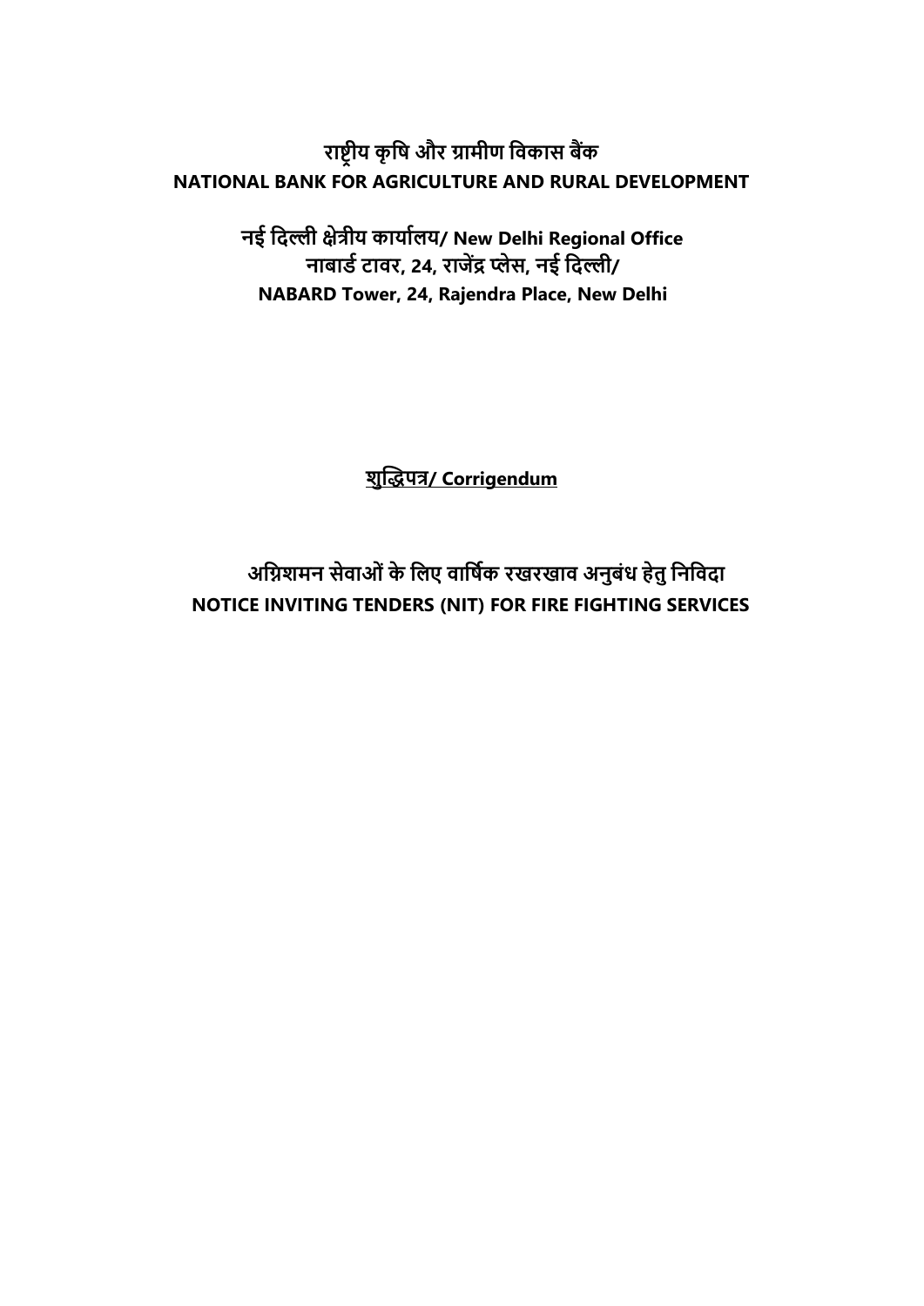# राष्ट्रीय कृषि और ग्रामीण विकास बैंक
# NATIONAL BANK FOR AGRICULTURE AND RURAL DEVELOPMENT

## नई दिल्ली क्षेत्रीय कार्यालय/ New Delhi Regional Office
## नाबार्ड टावर, 24, राजेंद्र प्लेस, नई दिल्ली/
## NABARD Tower, 24, Rajendra Place, New Delhi

## शुद्धिपत्र/ Corrigendum

## अग्निशमन सेवाओं के लिए वार्षिक रखरखाव अनुबंध हेतु निविदा
## NOTICE INVITING TENDERS (NIT) FOR FIRE FIGHTING SERVICES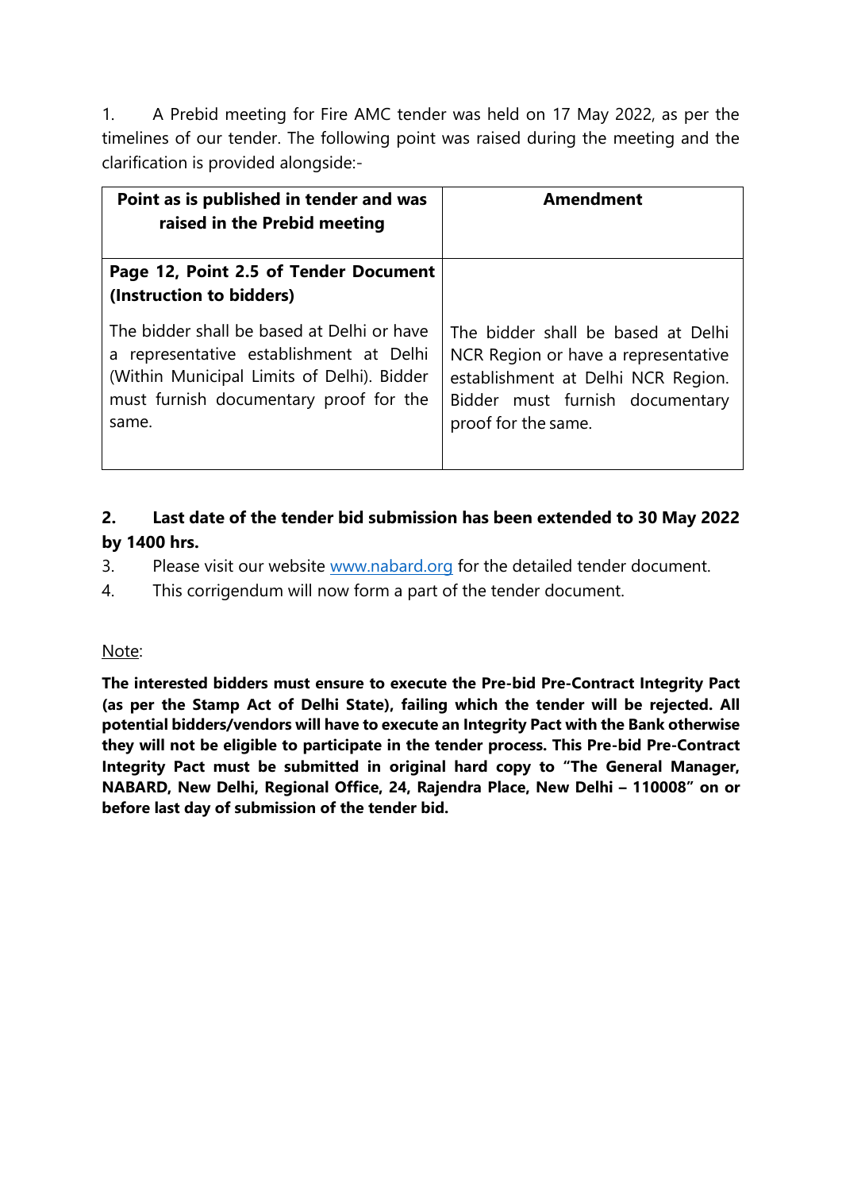1. A Prebid meeting for Fire AMC tender was held on 17 May 2022, as per the timelines of our tender. The following point was raised during the meeting and the clarification is provided alongside:-

| Point as is published in tender and was raised in the Prebid meeting | Amendment |
|---|---|
| **Page 12, Point 2.5 of Tender Document (Instruction to bidders)**<br><br>The bidder shall be based at Delhi or have a representative establishment at Delhi (Within Municipal Limits of Delhi). Bidder must furnish documentary proof for the same. | The bidder shall be based at Delhi NCR Region or have a representative establishment at Delhi NCR Region. Bidder must furnish documentary proof for the same. |

2. **Last date of the tender bid submission has been extended to 30 May 2022 by 1400 hrs.**
3. Please visit our website www.nabard.org for the detailed tender document.
4. This corrigendum will now form a part of the tender document.

Note:

**The interested bidders must ensure to execute the Pre-bid Pre-Contract Integrity Pact (as per the Stamp Act of Delhi State), failing which the tender will be rejected. All potential bidders/vendors will have to execute an Integrity Pact with the Bank otherwise they will not be eligible to participate in the tender process. This Pre-bid Pre-Contract Integrity Pact must be submitted in original hard copy to "The General Manager, NABARD, New Delhi, Regional Office, 24, Rajendra Place, New Delhi – 110008" on or before last day of submission of the tender bid.**